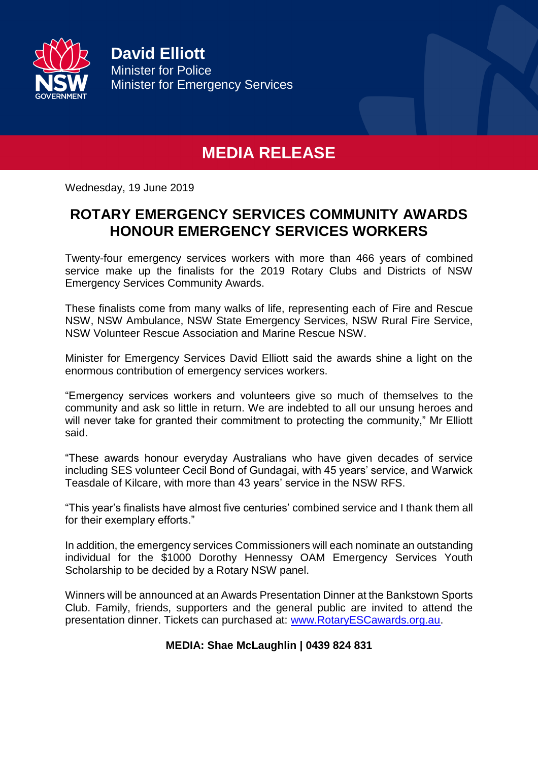**David Elliott**
Minister for Police
Minister for Emergency Services

# MEDIA RELEASE

Wednesday, 19 June 2019

## ROTARY EMERGENCY SERVICES COMMUNITY AWARDS HONOUR EMERGENCY SERVICES WORKERS

Twenty-four emergency services workers with more than 466 years of combined service make up the finalists for the 2019 Rotary Clubs and Districts of NSW Emergency Services Community Awards.

These finalists come from many walks of life, representing each of Fire and Rescue NSW, NSW Ambulance, NSW State Emergency Services, NSW Rural Fire Service, NSW Volunteer Rescue Association and Marine Rescue NSW.

Minister for Emergency Services David Elliott said the awards shine a light on the enormous contribution of emergency services workers.

"Emergency services workers and volunteers give so much of themselves to the community and ask so little in return. We are indebted to all our unsung heroes and will never take for granted their commitment to protecting the community," Mr Elliott said.

"These awards honour everyday Australians who have given decades of service including SES volunteer Cecil Bond of Gundagai, with 45 years' service, and Warwick Teasdale of Kilcare, with more than 43 years' service in the NSW RFS.

"This year's finalists have almost five centuries' combined service and I thank them all for their exemplary efforts."

In addition, the emergency services Commissioners will each nominate an outstanding individual for the $1000 Dorothy Hennessy OAM Emergency Services Youth Scholarship to be decided by a Rotary NSW panel.

Winners will be announced at an Awards Presentation Dinner at the Bankstown Sports Club. Family, friends, supporters and the general public are invited to attend the presentation dinner. Tickets can purchased at: [www.RotaryESCawards.org.au](www.RotaryESCawards.org.au).

**MEDIA: Shae McLaughlin | 0439 824 831**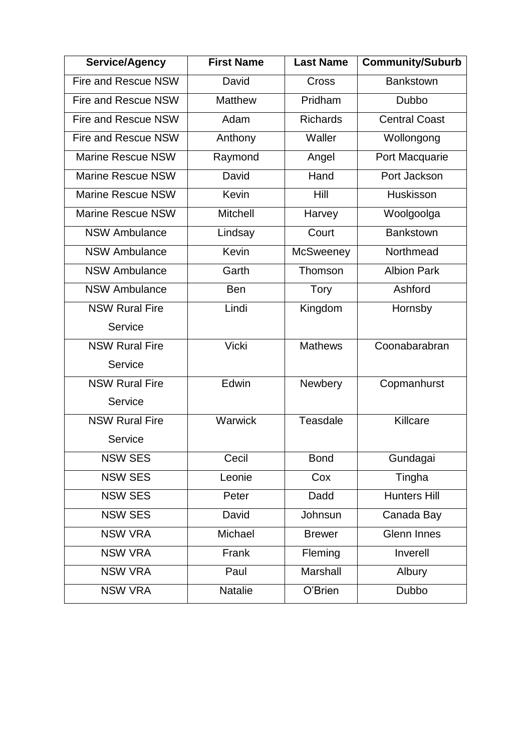| Service/Agency | First Name | Last Name | Community/Suburb |
|---|---|---|---|
| Fire and Rescue NSW | David | Cross | Bankstown |
| Fire and Rescue NSW | Matthew | Pridham | Dubbo |
| Fire and Rescue NSW | Adam | Richards | Central Coast |
| Fire and Rescue NSW | Anthony | Waller | Wollongong |
| Marine Rescue NSW | Raymond | Angel | Port Macquarie |
| Marine Rescue NSW | David | Hand | Port Jackson |
| Marine Rescue NSW | Kevin | Hill | Huskisson |
| Marine Rescue NSW | Mitchell | Harvey | Woolgoolga |
| NSW Ambulance | Lindsay | Court | Bankstown |
| NSW Ambulance | Kevin | McSweeney | Northmead |
| NSW Ambulance | Garth | Thomson | Albion Park |
| NSW Ambulance | Ben | Tory | Ashford |
| NSW Rural Fire Service | Lindi | Kingdom | Hornsby |
| NSW Rural Fire Service | Vicki | Mathews | Coonabarabran |
| NSW Rural Fire Service | Edwin | Newbery | Copmanhurst |
| NSW Rural Fire Service | Warwick | Teasdale | Killcare |
| NSW SES | Cecil | Bond | Gundagai |
| NSW SES | Leonie | Cox | Tingha |
| NSW SES | Peter | Dadd | Hunters Hill |
| NSW SES | David | Johnsun | Canada Bay |
| NSW VRA | Michael | Brewer | Glenn Innes |
| NSW VRA | Frank | Fleming | Inverell |
| NSW VRA | Paul | Marshall | Albury |
| NSW VRA | Natalie | O'Brien | Dubbo |